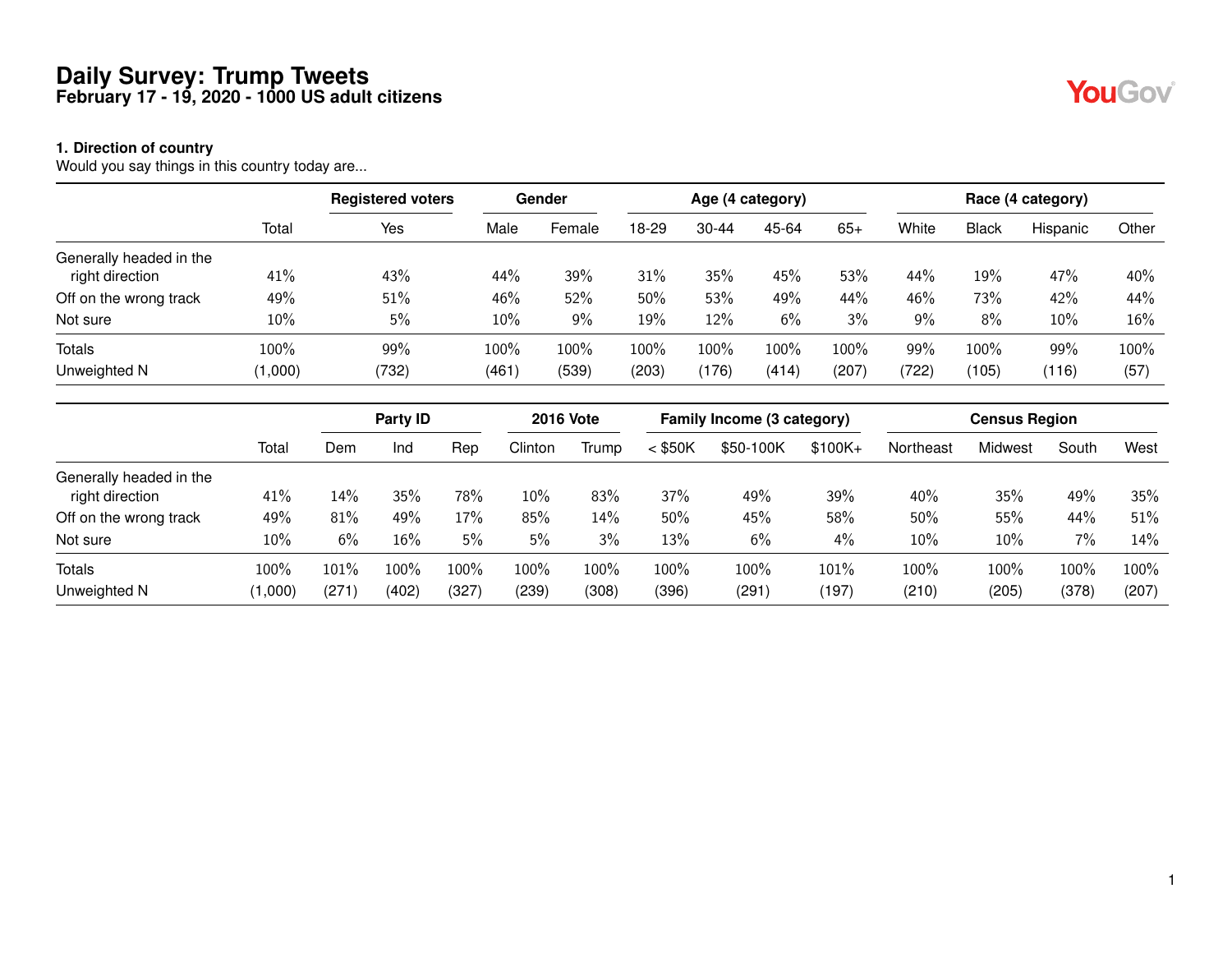# Daily Survey: Trump Tweets
## February 17 - 19, 2020 - 1000 US adult citizens

### 1. Direction of country
Would you say things in this country today are...

| | Total | Registered voters | Gender | | Age (4 category) | | | | Race (4 category) | | | |
|---|---|---|---|---|---|---|---|---|---|---|---|---|
| | | Yes | Male | Female | 18-29 | 30-44 | 45-64 | 65+ | White | Black | Hispanic | Other |
| Generally headed in the right direction | 41% | 43% | 44% | 39% | 31% | 35% | 45% | 53% | 44% | 19% | 47% | 40% |
| Off on the wrong track | 49% | 51% | 46% | 52% | 50% | 53% | 49% | 44% | 46% | 73% | 42% | 44% |
| Not sure | 10% | 5% | 10% | 9% | 19% | 12% | 6% | 3% | 9% | 8% | 10% | 16% |
| Totals | 100% | 99% | 100% | 100% | 100% | 100% | 100% | 100% | 99% | 100% | 99% | 100% |
| Unweighted N | (1,000) | (732) | (461) | (539) | (203) | (176) | (414) | (207) | (722) | (105) | (116) | (57) |

| | Total | Party ID | | | 2016 Vote | | Family Income (3 category) | | | Census Region | | | |
|---|---|---|---|---|---|---|---|---|---|---|---|---|---|
| | | Dem | Ind | Rep | Clinton | Trump | < $50K | $50-100K | $100K+ | Northeast | Midwest | South | West |
| Generally headed in the right direction | 41% | 14% | 35% | 78% | 10% | 83% | 37% | 49% | 39% | 40% | 35% | 49% | 35% |
| Off on the wrong track | 49% | 81% | 49% | 17% | 85% | 14% | 50% | 45% | 58% | 50% | 55% | 44% | 51% |
| Not sure | 10% | 6% | 16% | 5% | 5% | 3% | 13% | 6% | 4% | 10% | 10% | 7% | 14% |
| Totals | 100% | 101% | 100% | 100% | 100% | 100% | 100% | 100% | 101% | 100% | 100% | 100% | 100% |
| Unweighted N | (1,000) | (271) | (402) | (327) | (239) | (308) | (396) | (291) | (197) | (210) | (205) | (378) | (207) |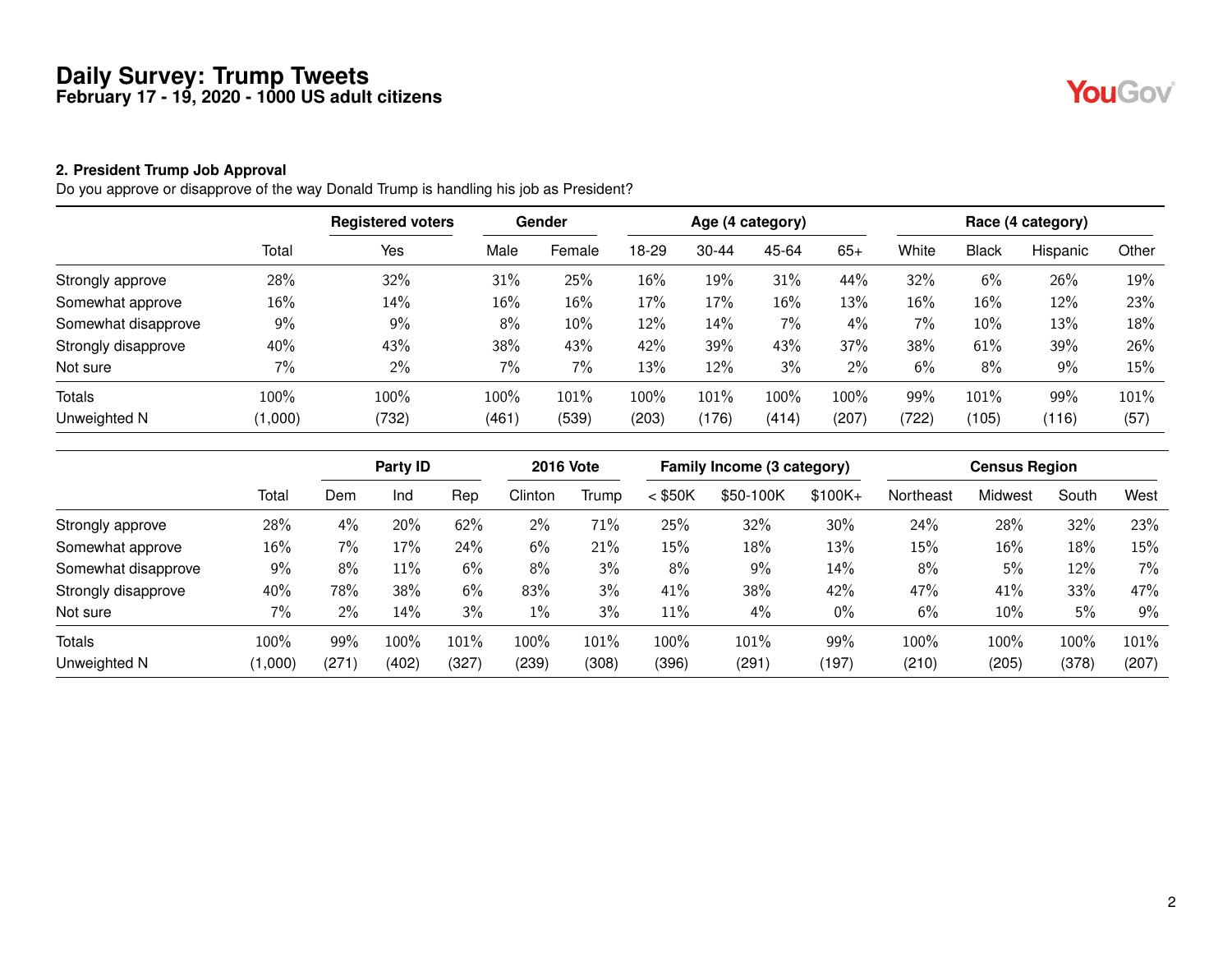# Daily Survey: Trump Tweets
**February 17 - 19, 2020 - 1000 US adult citizens**

### 2. President Trump Job Approval
Do you approve or disapprove of the way Donald Trump is handling his job as President?

| | | Registered voters | Gender | | Age (4 category) | | | | Race (4 category) | | | |
|---|---|---|---|---|---|---|---|---|---|---|---|---|
| | Total | Yes | Male | Female | 18-29 | 30-44 | 45-64 | 65+ | White | Black | Hispanic | Other |
| Strongly approve | 28% | 32% | 31% | 25% | 16% | 19% | 31% | 44% | 32% | 6% | 26% | 19% |
| Somewhat approve | 16% | 14% | 16% | 16% | 17% | 17% | 16% | 13% | 16% | 16% | 12% | 23% |
| Somewhat disapprove | 9% | 9% | 8% | 10% | 12% | 14% | 7% | 4% | 7% | 10% | 13% | 18% |
| Strongly disapprove | 40% | 43% | 38% | 43% | 42% | 39% | 43% | 37% | 38% | 61% | 39% | 26% |
| Not sure | 7% | 2% | 7% | 7% | 13% | 12% | 3% | 2% | 6% | 8% | 9% | 15% |
| Totals | 100% | 100% | 100% | 101% | 100% | 101% | 100% | 100% | 99% | 101% | 99% | 101% |
| Unweighted N | (1,000) | (732) | (461) | (539) | (203) | (176) | (414) | (207) | (722) | (105) | (116) | (57) |

| | | Party ID | | | 2016 Vote | | Family Income (3 category) | | | Census Region | | | |
|---|---|---|---|---|---|---|---|---|---|---|---|---|---|
| | Total | Dem | Ind | Rep | Clinton | Trump | < $50K | $50-100K | $100K+ | Northeast | Midwest | South | West |
| Strongly approve | 28% | 4% | 20% | 62% | 2% | 71% | 25% | 32% | 30% | 24% | 28% | 32% | 23% |
| Somewhat approve | 16% | 7% | 17% | 24% | 6% | 21% | 15% | 18% | 13% | 15% | 16% | 18% | 15% |
| Somewhat disapprove | 9% | 8% | 11% | 6% | 8% | 3% | 8% | 9% | 14% | 8% | 5% | 12% | 7% |
| Strongly disapprove | 40% | 78% | 38% | 6% | 83% | 3% | 41% | 38% | 42% | 47% | 41% | 33% | 47% |
| Not sure | 7% | 2% | 14% | 3% | 1% | 3% | 11% | 4% | 0% | 6% | 10% | 5% | 9% |
| Totals | 100% | 99% | 100% | 101% | 100% | 101% | 100% | 101% | 99% | 100% | 100% | 100% | 101% |
| Unweighted N | (1,000) | (271) | (402) | (327) | (239) | (308) | (396) | (291) | (197) | (210) | (205) | (378) | (207) |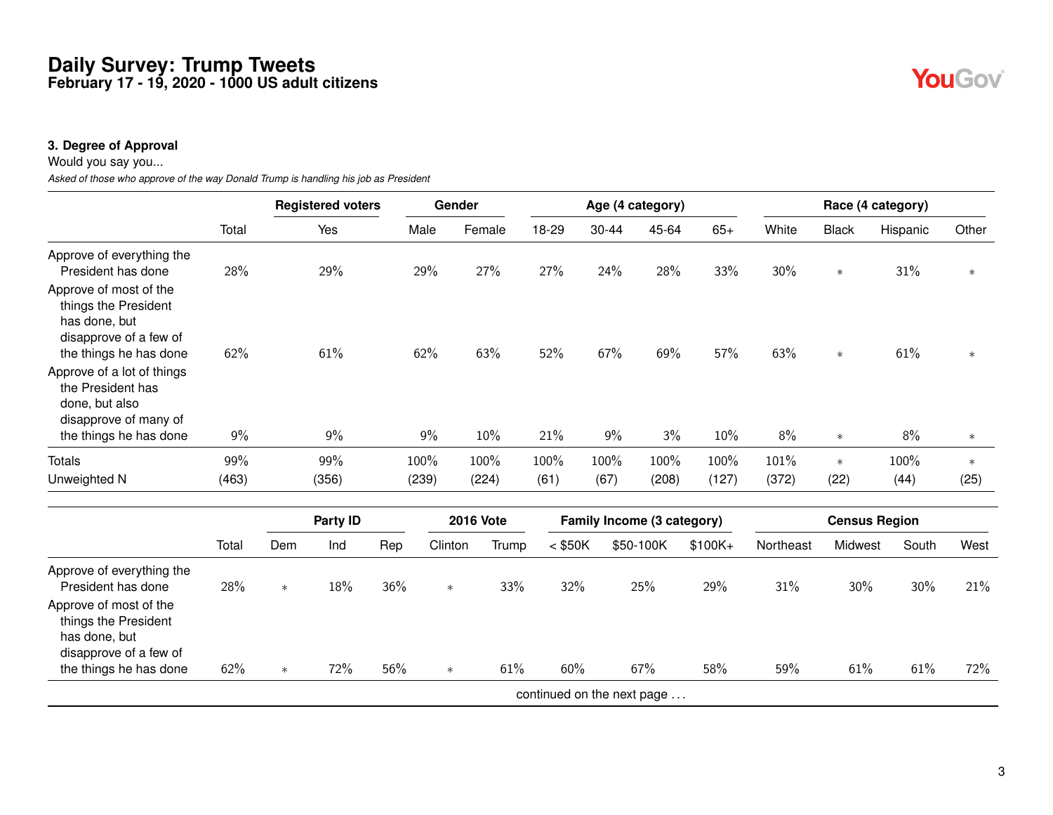# Daily Survey: Trump Tweets
**February 17 - 19, 2020 - 1000 US adult citizens**

### 3. Degree of Approval

Would you say you...

*Asked of those who approve of the way Donald Trump is handling his job as President*

| | Total | Registered voters | Gender | | Age (4 category) | | | | Race (4 category) | | | |
|---|---|---|---|---|---|---|---|---|---|---|---|---|
| | Total | Yes | Male | Female | 18-29 | 30-44 | 45-64 | 65+ | White | Black | Hispanic | Other |
| Approve of everything the President has done | 28% | 29% | 29% | 27% | 27% | 24% | 28% | 33% | 30% | * | 31% | * |
| Approve of most of the things the President has done, but disapprove of a few of the things he has done | 62% | 61% | 62% | 63% | 52% | 67% | 69% | 57% | 63% | * | 61% | * |
| Approve of a lot of things the President has done, but also disapprove of many of the things he has done | 9% | 9% | 9% | 10% | 21% | 9% | 3% | 10% | 8% | * | 8% | * |
| Totals | 99% | 99% | 100% | 100% | 100% | 100% | 100% | 100% | 101% | * | 100% | * |
| Unweighted N | (463) | (356) | (239) | (224) | (61) | (67) | (208) | (127) | (372) | (22) | (44) | (25) |

| | Total | Party ID | | | 2016 Vote | | Family Income (3 category) | | | Census Region | | | |
|---|---|---|---|---|---|---|---|---|---|---|---|---|---|
| | Total | Dem | Ind | Rep | Clinton | Trump | < $50K | $50-100K | $100K+ | Northeast | Midwest | South | West |
| Approve of everything the President has done | 28% | * | 18% | 36% | * | 33% | 32% | 25% | 29% | 31% | 30% | 30% | 21% |
| Approve of most of the things the President has done, but disapprove of a few of the things he has done | 62% | * | 72% | 56% | * | 61% | 60% | 67% | 58% | 59% | 61% | 61% | 72% |

continued on the next page ...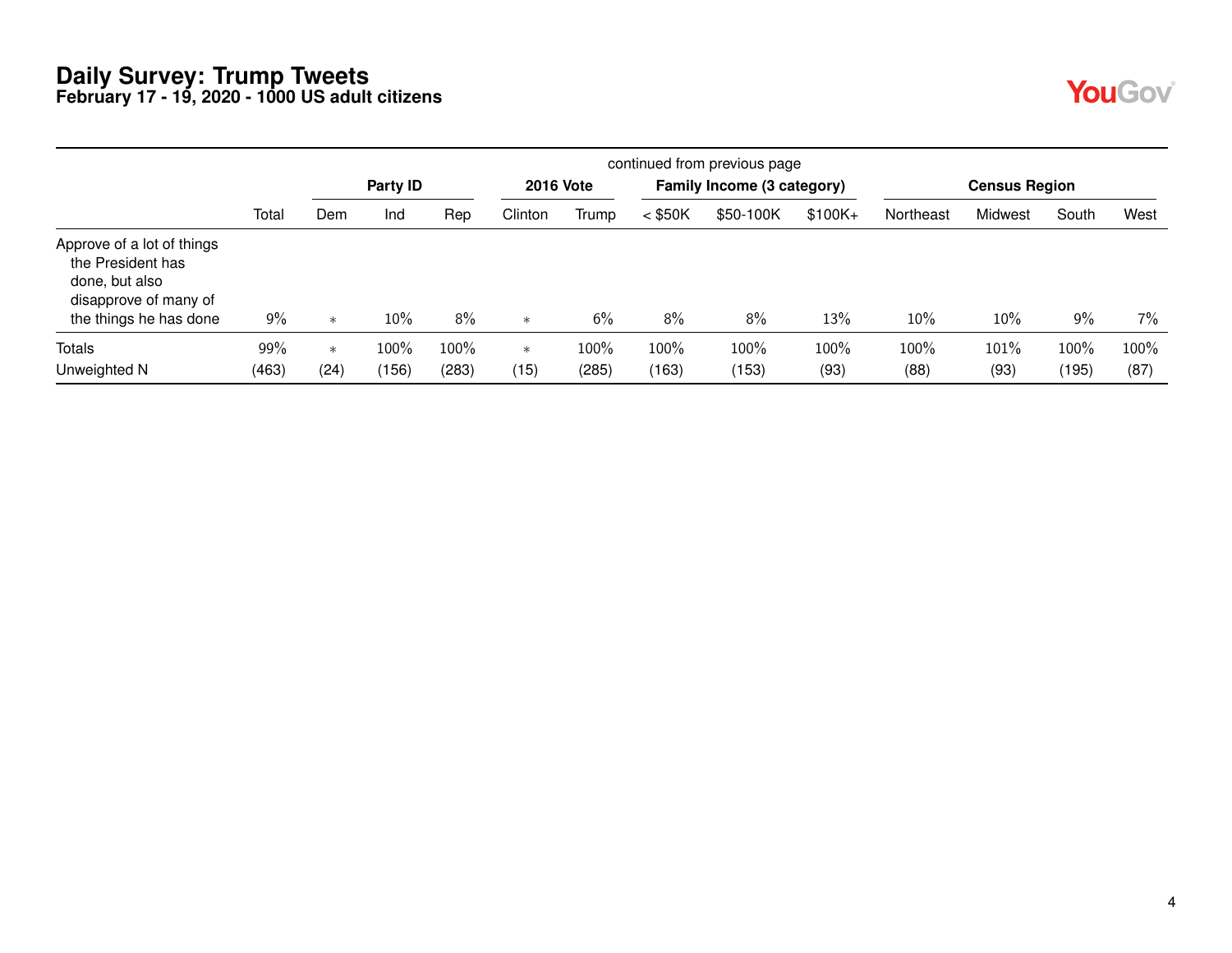## Daily Survey: Trump Tweets
### February 17 - 19, 2020 - 1000 US adult citizens

continued from previous page

| | | Party ID | | | 2016 Vote | | Family Income (3 category) | | | Census Region | | | |
|---|---|---|---|---|---|---|---|---|---|---|---|---|---|
| | Total | Dem | Ind | Rep | Clinton | Trump | < $50K | $50-100K | $100K+ | Northeast | Midwest | South | West |
| Approve of a lot of things the President has done, but also disapprove of many of the things he has done | 9% | * | 10% | 8% | * | 6% | 8% | 8% | 13% | 10% | 10% | 9% | 7% |
| Totals | 99% | * | 100% | 100% | * | 100% | 100% | 100% | 100% | 100% | 101% | 100% | 100% |
| Unweighted N | (463) | (24) | (156) | (283) | (15) | (285) | (163) | (153) | (93) | (88) | (93) | (195) | (87) |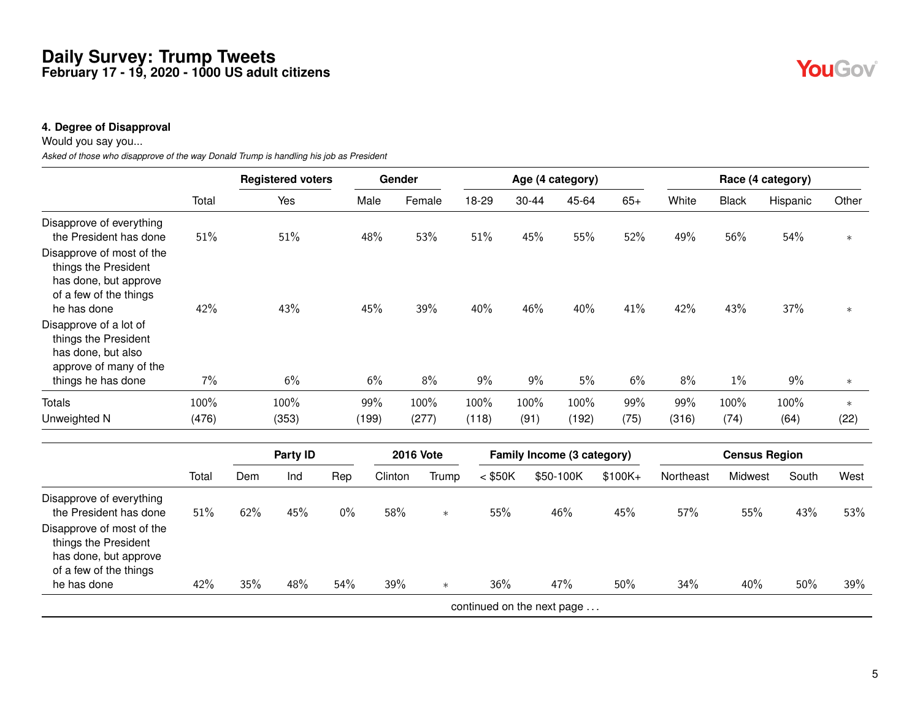# Daily Survey: Trump Tweets
**February 17 - 19, 2020 - 1000 US adult citizens**

**4. Degree of Disapproval**

Would you say you...

*Asked of those who disapprove of the way Donald Trump is handling his job as President*

| | | Registered voters | Gender | | Age (4 category) | | | | Race (4 category) | | | |
|---|---|---|---|---|---|---|---|---|---|---|---|---|
| | Total | Yes | Male | Female | 18-29 | 30-44 | 45-64 | 65+ | White | Black | Hispanic | Other |
| Disapprove of everything the President has done | 51% | 51% | 48% | 53% | 51% | 45% | 55% | 52% | 49% | 56% | 54% | * |
| Disapprove of most of the things the President has done, but approve of a few of the things he has done | 42% | 43% | 45% | 39% | 40% | 46% | 40% | 41% | 42% | 43% | 37% | * |
| Disapprove of a lot of things the President has done, but also approve of many of the things he has done | 7% | 6% | 6% | 8% | 9% | 9% | 5% | 6% | 8% | 1% | 9% | * |
| Totals | 100% | 100% | 99% | 100% | 100% | 100% | 100% | 99% | 99% | 100% | 100% | * |
| Unweighted N | (476) | (353) | (199) | (277) | (118) | (91) | (192) | (75) | (316) | (74) | (64) | (22) |

| | | Party ID | | | 2016 Vote | | Family Income (3 category) | | | Census Region | | | |
|---|---|---|---|---|---|---|---|---|---|---|---|---|---|
| | Total | Dem | Ind | Rep | Clinton | Trump | < $50K | $50-100K | $100K+ | Northeast | Midwest | South | West |
| Disapprove of everything the President has done | 51% | 62% | 45% | 0% | 58% | * | 55% | 46% | 45% | 57% | 55% | 43% | 53% |
| Disapprove of most of the things the President has done, but approve of a few of the things he has done | 42% | 35% | 48% | 54% | 39% | * | 36% | 47% | 50% | 34% | 40% | 50% | 39% |

continued on the next page ...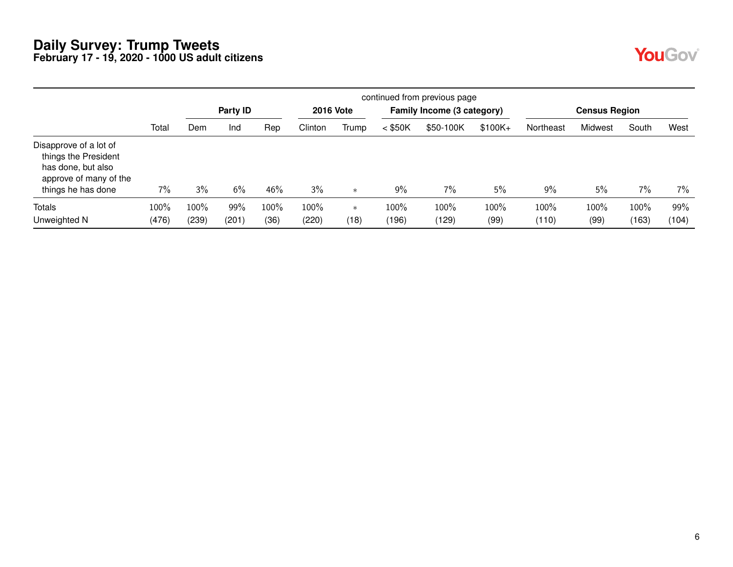# Daily Survey: Trump Tweets
## February 17 - 19, 2020 - 1000 US adult citizens

continued from previous page

| | | Party ID | | | 2016 Vote | | Family Income (3 category) | | | Census Region | | | |
|---|---|---|---|---|---|---|---|---|---|---|---|---|---|
| | Total | Dem | Ind | Rep | Clinton | Trump | < $50K | $50-100K | $100K+ | Northeast | Midwest | South | West |
| Disapprove of a lot of things the President has done, but also approve of many of the things he has done | 7% | 3% | 6% | 46% | 3% | ∗ | 9% | 7% | 5% | 9% | 5% | 7% | 7% |
| Totals | 100% | 100% | 99% | 100% | 100% | ∗ | 100% | 100% | 100% | 100% | 100% | 100% | 99% |
| Unweighted N | (476) | (239) | (201) | (36) | (220) | (18) | (196) | (129) | (99) | (110) | (99) | (163) | (104) |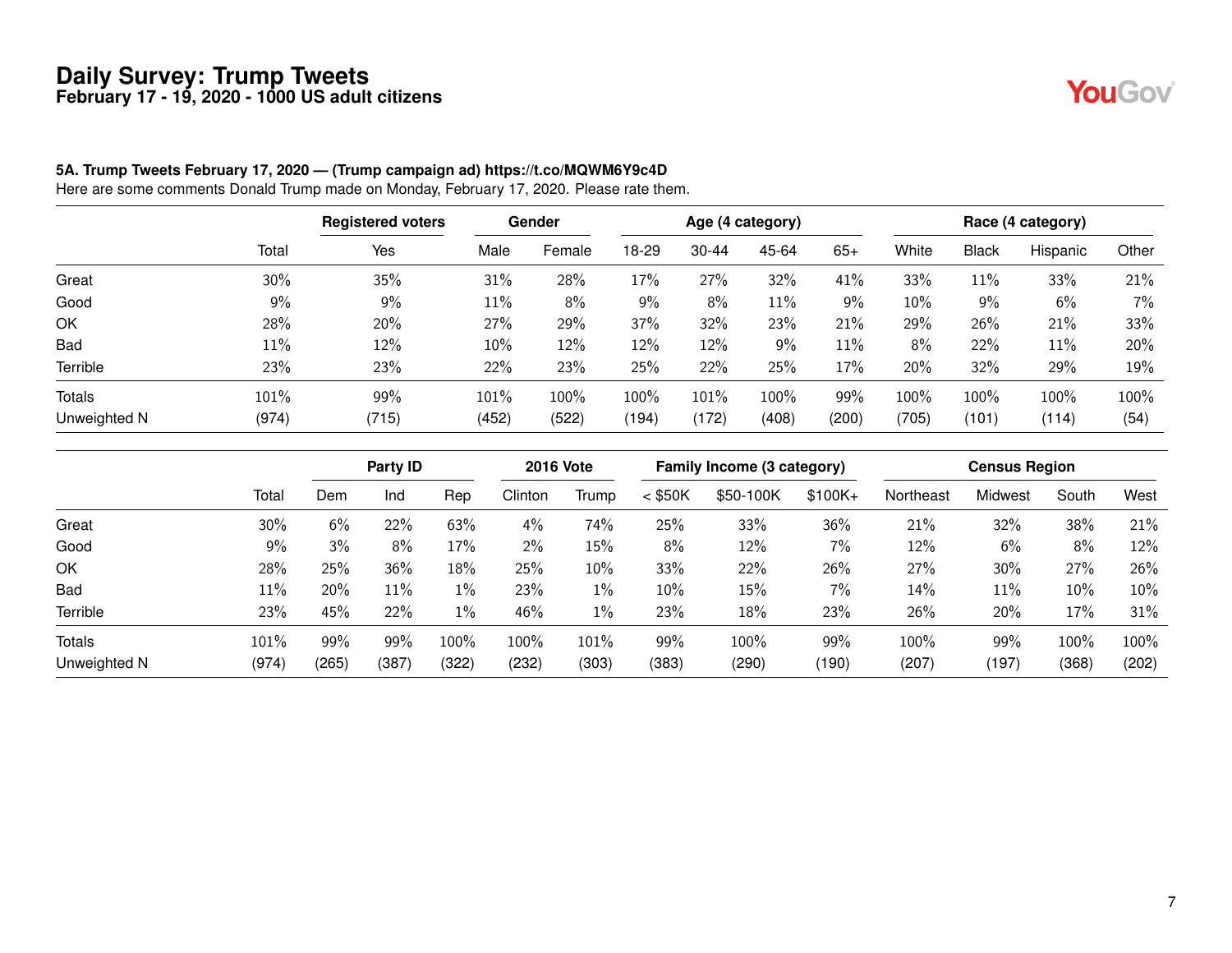# Daily Survey: Trump Tweets

**February 17 - 19, 2020 - 1000 US adult citizens**

**5A. Trump Tweets February 17, 2020 — (Trump campaign ad) https://t.co/MQWM6Y9c4D**

Here are some comments Donald Trump made on Monday, February 17, 2020. Please rate them.

| | | Registered voters | Gender | | Age (4 category) | | | | Race (4 category) | | | |
|---|---|---|---|---|---|---|---|---|---|---|---|---|
| | Total | Yes | Male | Female | 18-29 | 30-44 | 45-64 | 65+ | White | Black | Hispanic | Other |
| Great | 30% | 35% | 31% | 28% | 17% | 27% | 32% | 41% | 33% | 11% | 33% | 21% |
| Good | 9% | 9% | 11% | 8% | 9% | 8% | 11% | 9% | 10% | 9% | 6% | 7% |
| OK | 28% | 20% | 27% | 29% | 37% | 32% | 23% | 21% | 29% | 26% | 21% | 33% |
| Bad | 11% | 12% | 10% | 12% | 12% | 12% | 9% | 11% | 8% | 22% | 11% | 20% |
| Terrible | 23% | 23% | 22% | 23% | 25% | 22% | 25% | 17% | 20% | 32% | 29% | 19% |
| Totals | 101% | 99% | 101% | 100% | 100% | 101% | 100% | 99% | 100% | 100% | 100% | 100% |
| Unweighted N | (974) | (715) | (452) | (522) | (194) | (172) | (408) | (200) | (705) | (101) | (114) | (54) |

| | | Party ID | | | 2016 Vote | | Family Income (3 category) | | | Census Region | | | |
|---|---|---|---|---|---|---|---|---|---|---|---|---|---|
| | Total | Dem | Ind | Rep | Clinton | Trump | < $50K | $50-100K | $100K+ | Northeast | Midwest | South | West |
| Great | 30% | 6% | 22% | 63% | 4% | 74% | 25% | 33% | 36% | 21% | 32% | 38% | 21% |
| Good | 9% | 3% | 8% | 17% | 2% | 15% | 8% | 12% | 7% | 12% | 6% | 8% | 12% |
| OK | 28% | 25% | 36% | 18% | 25% | 10% | 33% | 22% | 26% | 27% | 30% | 27% | 26% |
| Bad | 11% | 20% | 11% | 1% | 23% | 1% | 10% | 15% | 7% | 14% | 11% | 10% | 10% |
| Terrible | 23% | 45% | 22% | 1% | 46% | 1% | 23% | 18% | 23% | 26% | 20% | 17% | 31% |
| Totals | 101% | 99% | 99% | 100% | 100% | 101% | 99% | 100% | 99% | 100% | 99% | 100% | 100% |
| Unweighted N | (974) | (265) | (387) | (322) | (232) | (303) | (383) | (290) | (190) | (207) | (197) | (368) | (202) |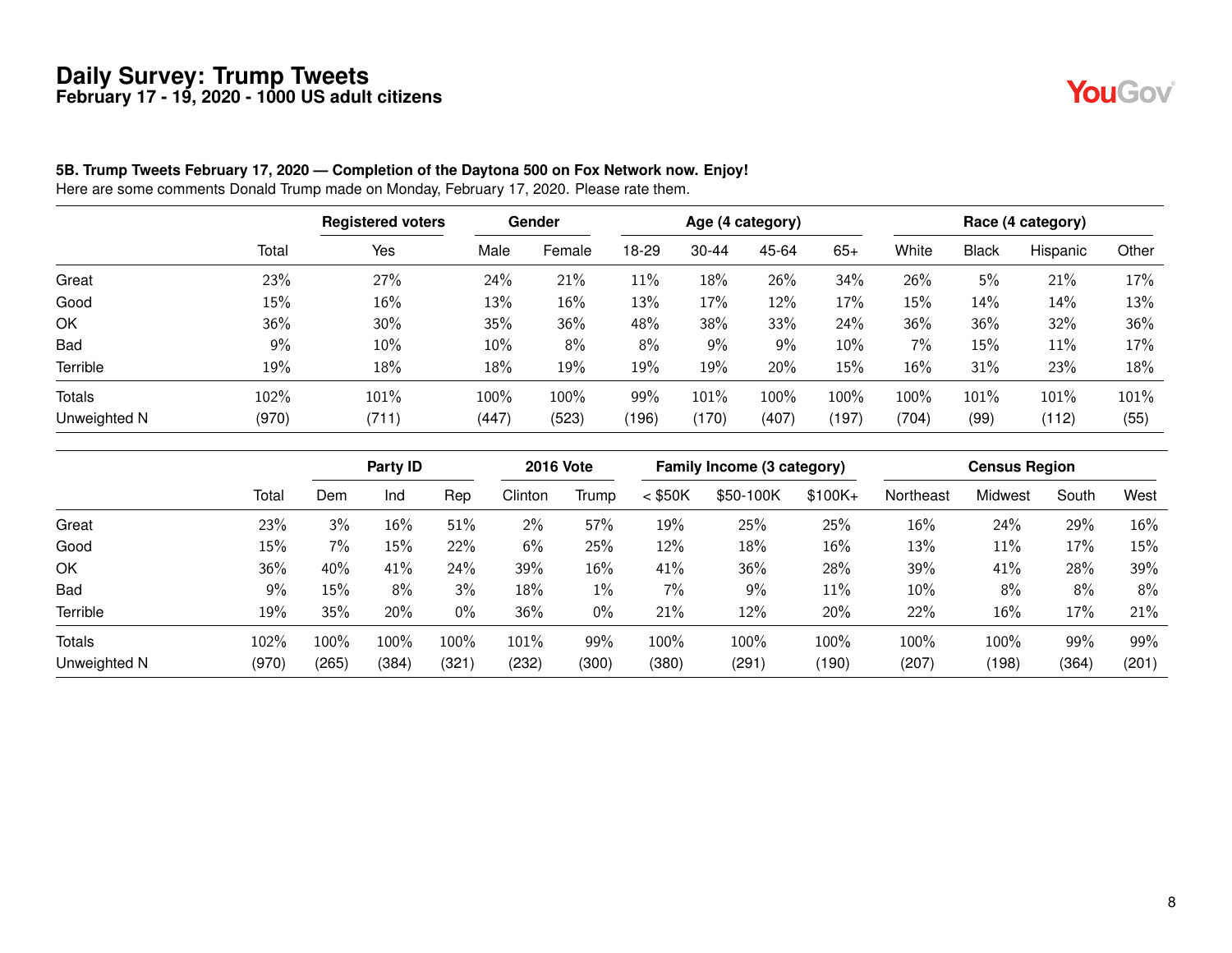# Daily Survey: Trump Tweets

## February 17 - 19, 2020 - 1000 US adult citizens

### 5B. Trump Tweets February 17, 2020 — Completion of the Daytona 500 on Fox Network now. Enjoy!

Here are some comments Donald Trump made on Monday, February 17, 2020. Please rate them.

| | | Registered voters | Gender | | Age (4 category) | | | | Race (4 category) | | | |
|---|---|---|---|---|---|---|---|---|---|---|---|---|
| | Total | Yes | Male | Female | 18-29 | 30-44 | 45-64 | 65+ | White | Black | Hispanic | Other |
| Great | 23% | 27% | 24% | 21% | 11% | 18% | 26% | 34% | 26% | 5% | 21% | 17% |
| Good | 15% | 16% | 13% | 16% | 13% | 17% | 12% | 17% | 15% | 14% | 14% | 13% |
| OK | 36% | 30% | 35% | 36% | 48% | 38% | 33% | 24% | 36% | 36% | 32% | 36% |
| Bad | 9% | 10% | 10% | 8% | 8% | 9% | 9% | 10% | 7% | 15% | 11% | 17% |
| Terrible | 19% | 18% | 18% | 19% | 19% | 19% | 20% | 15% | 16% | 31% | 23% | 18% |
| Totals | 102% | 101% | 100% | 100% | 99% | 101% | 100% | 100% | 100% | 101% | 101% | 101% |
| Unweighted N | (970) | (711) | (447) | (523) | (196) | (170) | (407) | (197) | (704) | (99) | (112) | (55) |

| | | Party ID | | | 2016 Vote | | Family Income (3 category) | | | Census Region | | | |
|---|---|---|---|---|---|---|---|---|---|---|---|---|---|
| | Total | Dem | Ind | Rep | Clinton | Trump | < $50K | $50-100K | $100K+ | Northeast | Midwest | South | West |
| Great | 23% | 3% | 16% | 51% | 2% | 57% | 19% | 25% | 25% | 16% | 24% | 29% | 16% |
| Good | 15% | 7% | 15% | 22% | 6% | 25% | 12% | 18% | 16% | 13% | 11% | 17% | 15% |
| OK | 36% | 40% | 41% | 24% | 39% | 16% | 41% | 36% | 28% | 39% | 41% | 28% | 39% |
| Bad | 9% | 15% | 8% | 3% | 18% | 1% | 7% | 9% | 11% | 10% | 8% | 8% | 8% |
| Terrible | 19% | 35% | 20% | 0% | 36% | 0% | 21% | 12% | 20% | 22% | 16% | 17% | 21% |
| Totals | 102% | 100% | 100% | 100% | 101% | 99% | 100% | 100% | 100% | 100% | 100% | 99% | 99% |
| Unweighted N | (970) | (265) | (384) | (321) | (232) | (300) | (380) | (291) | (190) | (207) | (198) | (364) | (201) |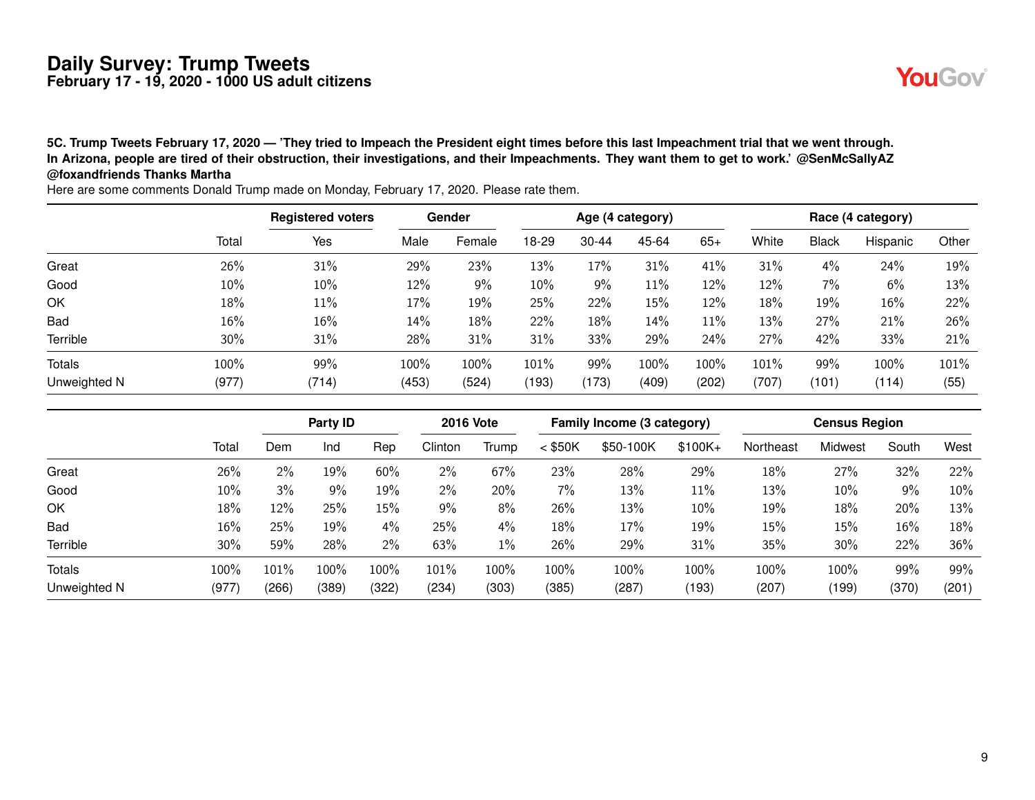# Daily Survey: Trump Tweets
**February 17 - 19, 2020 - 1000 US adult citizens**

**5C. Trump Tweets February 17, 2020 — 'They tried to Impeach the President eight times before this last Impeachment trial that we went through. In Arizona, people are tired of their obstruction, their investigations, and their Impeachments. They want them to get to work.' @SenMcSallyAZ @foxandfriends Thanks Martha**

Here are some comments Donald Trump made on Monday, February 17, 2020. Please rate them.

| | | Registered voters | Gender | | Age (4 category) | | | | Race (4 category) | | | |
|---|---|---|---|---|---|---|---|---|---|---|---|---|
| | Total | Yes | Male | Female | 18-29 | 30-44 | 45-64 | 65+ | White | Black | Hispanic | Other |
| Great | 26% | 31% | 29% | 23% | 13% | 17% | 31% | 41% | 31% | 4% | 24% | 19% |
| Good | 10% | 10% | 12% | 9% | 10% | 9% | 11% | 12% | 12% | 7% | 6% | 13% |
| OK | 18% | 11% | 17% | 19% | 25% | 22% | 15% | 12% | 18% | 19% | 16% | 22% |
| Bad | 16% | 16% | 14% | 18% | 22% | 18% | 14% | 11% | 13% | 27% | 21% | 26% |
| Terrible | 30% | 31% | 28% | 31% | 31% | 33% | 29% | 24% | 27% | 42% | 33% | 21% |
| Totals | 100% | 99% | 100% | 100% | 101% | 99% | 100% | 100% | 101% | 99% | 100% | 101% |
| Unweighted N | (977) | (714) | (453) | (524) | (193) | (173) | (409) | (202) | (707) | (101) | (114) | (55) |

| | | Party ID | | | 2016 Vote | | Family Income (3 category) | | | Census Region | | | |
|---|---|---|---|---|---|---|---|---|---|---|---|---|---|
| | Total | Dem | Ind | Rep | Clinton | Trump | < $50K | $50-100K | $100K+ | Northeast | Midwest | South | West |
| Great | 26% | 2% | 19% | 60% | 2% | 67% | 23% | 28% | 29% | 18% | 27% | 32% | 22% |
| Good | 10% | 3% | 9% | 19% | 2% | 20% | 7% | 13% | 11% | 13% | 10% | 9% | 10% |
| OK | 18% | 12% | 25% | 15% | 9% | 8% | 26% | 13% | 10% | 19% | 18% | 20% | 13% |
| Bad | 16% | 25% | 19% | 4% | 25% | 4% | 18% | 17% | 19% | 15% | 15% | 16% | 18% |
| Terrible | 30% | 59% | 28% | 2% | 63% | 1% | 26% | 29% | 31% | 35% | 30% | 22% | 36% |
| Totals | 100% | 101% | 100% | 100% | 101% | 100% | 100% | 100% | 100% | 100% | 100% | 99% | 99% |
| Unweighted N | (977) | (266) | (389) | (322) | (234) | (303) | (385) | (287) | (193) | (207) | (199) | (370) | (201) |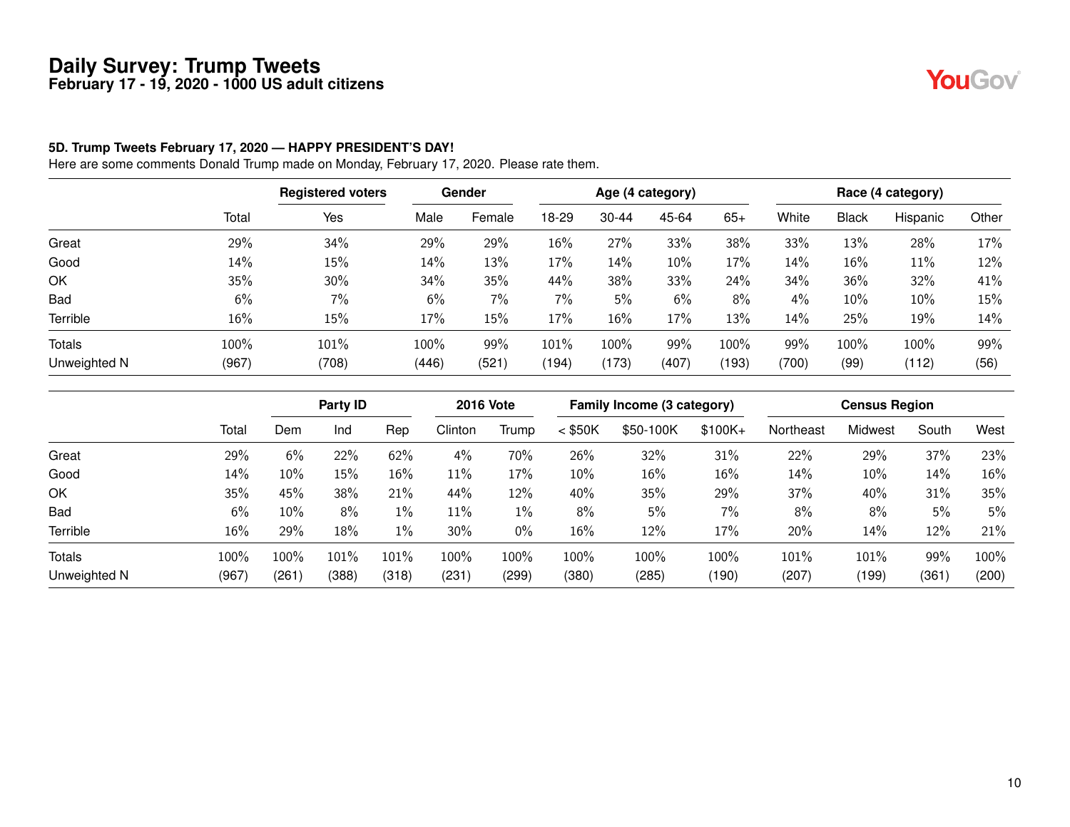# Daily Survey: Trump Tweets
**February 17 - 19, 2020 - 1000 US adult citizens**

### 5D. Trump Tweets February 17, 2020 — HAPPY PRESIDENT'S DAY!

Here are some comments Donald Trump made on Monday, February 17, 2020. Please rate them.

| | | Registered voters | Gender | | Age (4 category) | | | | Race (4 category) | | | |
|---|---|---|---|---|---|---|---|---|---|---|---|---|
| | Total | Yes | Male | Female | 18-29 | 30-44 | 45-64 | 65+ | White | Black | Hispanic | Other |
| Great | 29% | 34% | 29% | 29% | 16% | 27% | 33% | 38% | 33% | 13% | 28% | 17% |
| Good | 14% | 15% | 14% | 13% | 17% | 14% | 10% | 17% | 14% | 16% | 11% | 12% |
| OK | 35% | 30% | 34% | 35% | 44% | 38% | 33% | 24% | 34% | 36% | 32% | 41% |
| Bad | 6% | 7% | 6% | 7% | 7% | 5% | 6% | 8% | 4% | 10% | 10% | 15% |
| Terrible | 16% | 15% | 17% | 15% | 17% | 16% | 17% | 13% | 14% | 25% | 19% | 14% |
| Totals | 100% | 101% | 100% | 99% | 101% | 100% | 99% | 100% | 99% | 100% | 100% | 99% |
| Unweighted N | (967) | (708) | (446) | (521) | (194) | (173) | (407) | (193) | (700) | (99) | (112) | (56) |

| | | Party ID | | | 2016 Vote | | Family Income (3 category) | | | Census Region | | | |
|---|---|---|---|---|---|---|---|---|---|---|---|---|---|
| | Total | Dem | Ind | Rep | Clinton | Trump | < $50K | $50-100K | $100K+ | Northeast | Midwest | South | West |
| Great | 29% | 6% | 22% | 62% | 4% | 70% | 26% | 32% | 31% | 22% | 29% | 37% | 23% |
| Good | 14% | 10% | 15% | 16% | 11% | 17% | 10% | 16% | 16% | 14% | 10% | 14% | 16% |
| OK | 35% | 45% | 38% | 21% | 44% | 12% | 40% | 35% | 29% | 37% | 40% | 31% | 35% |
| Bad | 6% | 10% | 8% | 1% | 11% | 1% | 8% | 5% | 7% | 8% | 8% | 5% | 5% |
| Terrible | 16% | 29% | 18% | 1% | 30% | 0% | 16% | 12% | 17% | 20% | 14% | 12% | 21% |
| Totals | 100% | 100% | 101% | 101% | 100% | 100% | 100% | 100% | 100% | 101% | 101% | 99% | 100% |
| Unweighted N | (967) | (261) | (388) | (318) | (231) | (299) | (380) | (285) | (190) | (207) | (199) | (361) | (200) |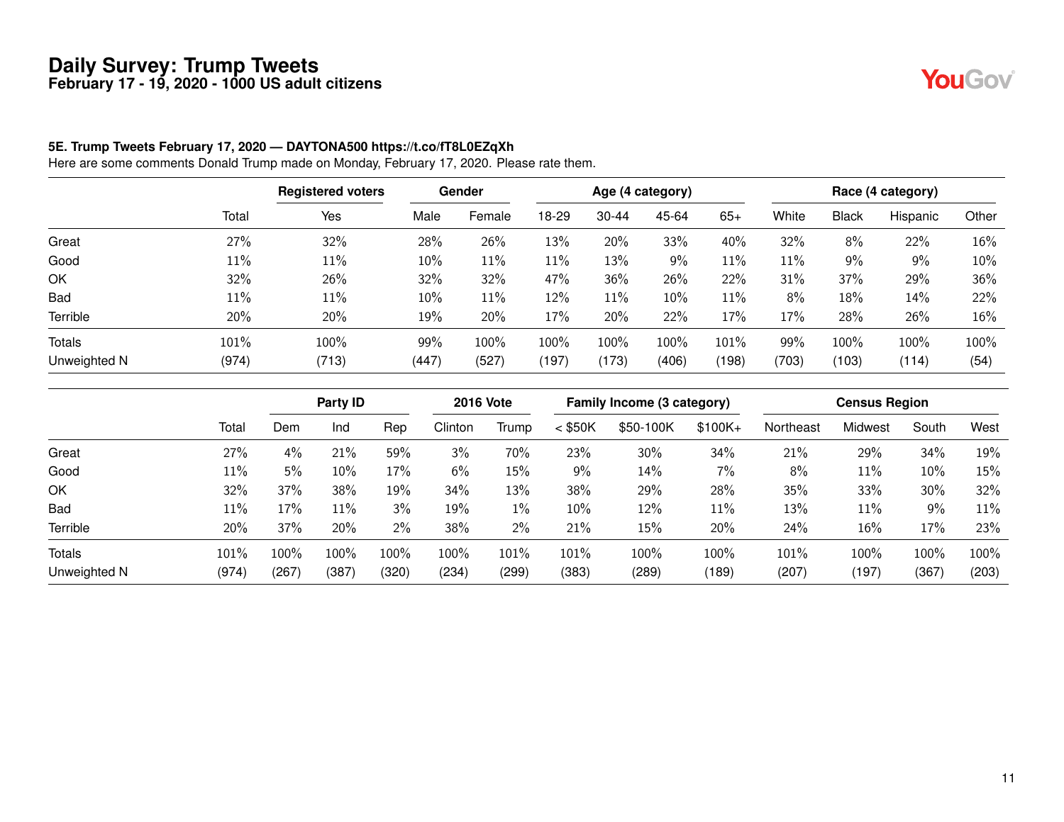# Daily Survey: Trump Tweets
## February 17 - 19, 2020 - 1000 US adult citizens

**5E. Trump Tweets February 17, 2020 — DAYTONA500 https://t.co/fT8L0EZqXh**
Here are some comments Donald Trump made on Monday, February 17, 2020. Please rate them.

| | | Registered voters | Gender | | Age (4 category) | | | | Race (4 category) | | | |
|---|---|---|---|---|---|---|---|---|---|---|---|---|
| | Total | Yes | Male | Female | 18-29 | 30-44 | 45-64 | 65+ | White | Black | Hispanic | Other |
| Great | 27% | 32% | 28% | 26% | 13% | 20% | 33% | 40% | 32% | 8% | 22% | 16% |
| Good | 11% | 11% | 10% | 11% | 11% | 13% | 9% | 11% | 11% | 9% | 9% | 10% |
| OK | 32% | 26% | 32% | 32% | 47% | 36% | 26% | 22% | 31% | 37% | 29% | 36% |
| Bad | 11% | 11% | 10% | 11% | 12% | 11% | 10% | 11% | 8% | 18% | 14% | 22% |
| Terrible | 20% | 20% | 19% | 20% | 17% | 20% | 22% | 17% | 17% | 28% | 26% | 16% |
| Totals | 101% | 100% | 99% | 100% | 100% | 100% | 100% | 101% | 99% | 100% | 100% | 100% |
| Unweighted N | (974) | (713) | (447) | (527) | (197) | (173) | (406) | (198) | (703) | (103) | (114) | (54) |

| | | Party ID | | | 2016 Vote | | Family Income (3 category) | | | Census Region | | | |
|---|---|---|---|---|---|---|---|---|---|---|---|---|---|
| | Total | Dem | Ind | Rep | Clinton | Trump | < $50K | $50-100K | $100K+ | Northeast | Midwest | South | West |
| Great | 27% | 4% | 21% | 59% | 3% | 70% | 23% | 30% | 34% | 21% | 29% | 34% | 19% |
| Good | 11% | 5% | 10% | 17% | 6% | 15% | 9% | 14% | 7% | 8% | 11% | 10% | 15% |
| OK | 32% | 37% | 38% | 19% | 34% | 13% | 38% | 29% | 28% | 35% | 33% | 30% | 32% |
| Bad | 11% | 17% | 11% | 3% | 19% | 1% | 10% | 12% | 11% | 13% | 11% | 9% | 11% |
| Terrible | 20% | 37% | 20% | 2% | 38% | 2% | 21% | 15% | 20% | 24% | 16% | 17% | 23% |
| Totals | 101% | 100% | 100% | 100% | 100% | 101% | 101% | 100% | 100% | 101% | 100% | 100% | 100% |
| Unweighted N | (974) | (267) | (387) | (320) | (234) | (299) | (383) | (289) | (189) | (207) | (197) | (367) | (203) |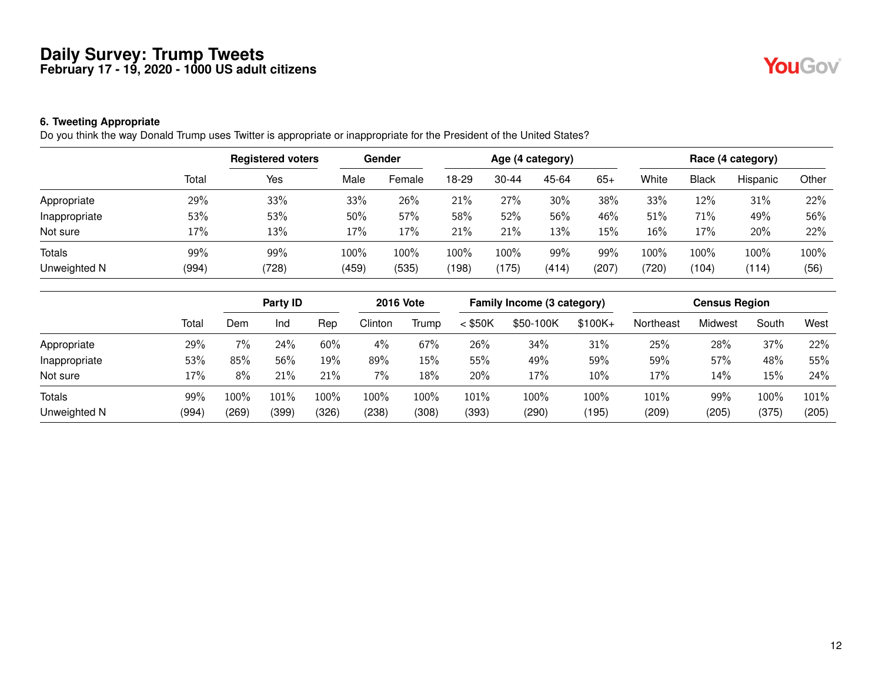# Daily Survey: Trump Tweets

**February 17 - 19, 2020 - 1000 US adult citizens**

### 6. Tweeting Appropriate

Do you think the way Donald Trump uses Twitter is appropriate or inappropriate for the President of the United States?

| | | Registered voters | Gender | | Age (4 category) | | | | Race (4 category) | | | |
|---|---|---|---|---|---|---|---|---|---|---|---|---|
| | Total | Yes | Male | Female | 18-29 | 30-44 | 45-64 | 65+ | White | Black | Hispanic | Other |
| Appropriate | 29% | 33% | 33% | 26% | 21% | 27% | 30% | 38% | 33% | 12% | 31% | 22% |
| Inappropriate | 53% | 53% | 50% | 57% | 58% | 52% | 56% | 46% | 51% | 71% | 49% | 56% |
| Not sure | 17% | 13% | 17% | 17% | 21% | 21% | 13% | 15% | 16% | 17% | 20% | 22% |
| Totals | 99% | 99% | 100% | 100% | 100% | 100% | 99% | 99% | 100% | 100% | 100% | 100% |
| Unweighted N | (994) | (728) | (459) | (535) | (198) | (175) | (414) | (207) | (720) | (104) | (114) | (56) |

| | | Party ID | | | 2016 Vote | | Family Income (3 category) | | | Census Region | | | |
|---|---|---|---|---|---|---|---|---|---|---|---|---|---|
| | Total | Dem | Ind | Rep | Clinton | Trump | < $50K | $50-100K | $100K+ | Northeast | Midwest | South | West |
| Appropriate | 29% | 7% | 24% | 60% | 4% | 67% | 26% | 34% | 31% | 25% | 28% | 37% | 22% |
| Inappropriate | 53% | 85% | 56% | 19% | 89% | 15% | 55% | 49% | 59% | 59% | 57% | 48% | 55% |
| Not sure | 17% | 8% | 21% | 21% | 7% | 18% | 20% | 17% | 10% | 17% | 14% | 15% | 24% |
| Totals | 99% | 100% | 101% | 100% | 100% | 100% | 101% | 100% | 100% | 101% | 99% | 100% | 101% |
| Unweighted N | (994) | (269) | (399) | (326) | (238) | (308) | (393) | (290) | (195) | (209) | (205) | (375) | (205) |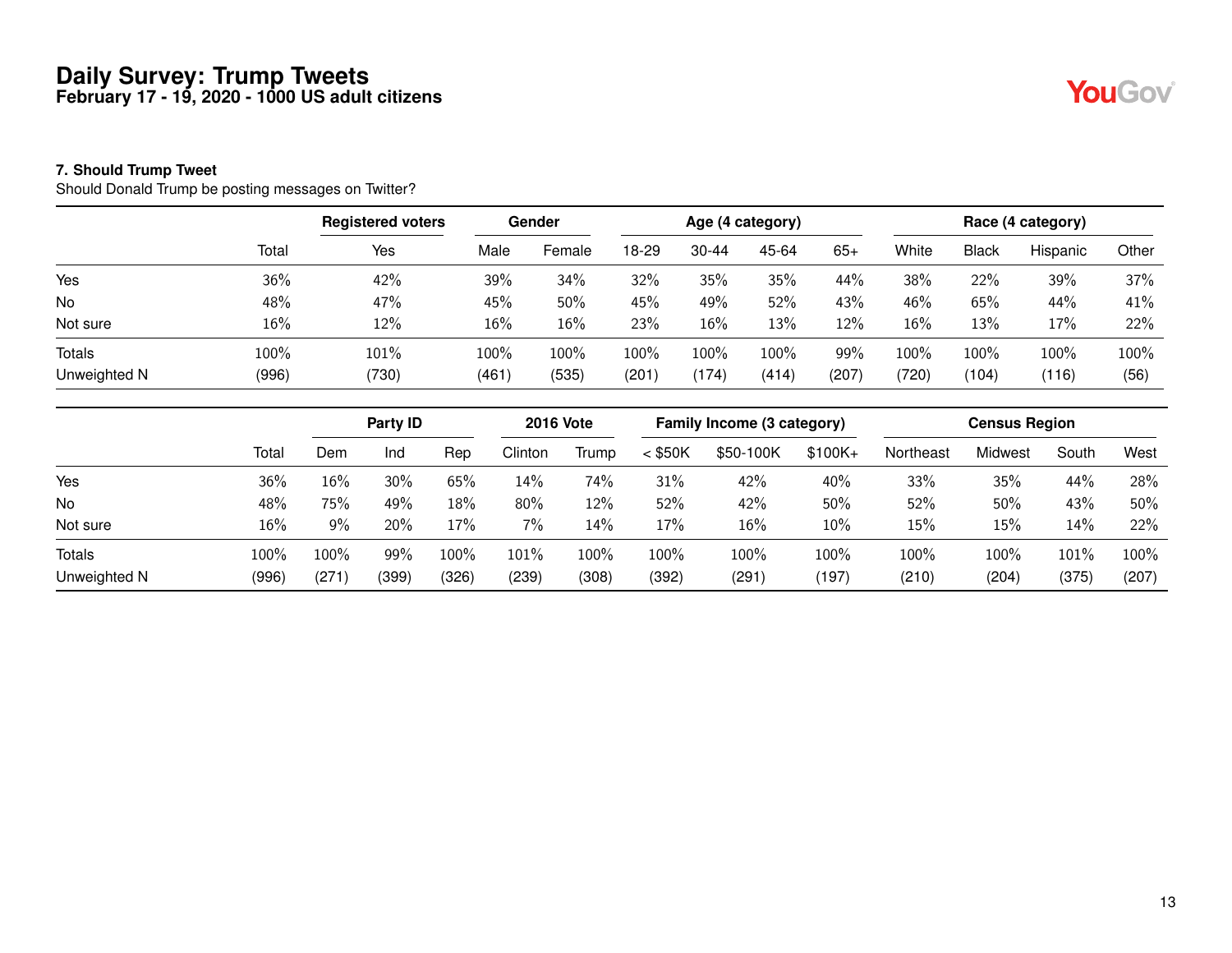# Daily Survey: Trump Tweets

**February 17 - 19, 2020 - 1000 US adult citizens**

### 7. Should Trump Tweet

Should Donald Trump be posting messages on Twitter?

| | | Registered voters | Gender | | Age (4 category) | | | | Race (4 category) | | | |
|---|---|---|---|---|---|---|---|---|---|---|---|---|
| | Total | Yes | Male | Female | 18-29 | 30-44 | 45-64 | 65+ | White | Black | Hispanic | Other |
| Yes | 36% | 42% | 39% | 34% | 32% | 35% | 35% | 44% | 38% | 22% | 39% | 37% |
| No | 48% | 47% | 45% | 50% | 45% | 49% | 52% | 43% | 46% | 65% | 44% | 41% |
| Not sure | 16% | 12% | 16% | 16% | 23% | 16% | 13% | 12% | 16% | 13% | 17% | 22% |
| Totals | 100% | 101% | 100% | 100% | 100% | 100% | 100% | 99% | 100% | 100% | 100% | 100% |
| Unweighted N | (996) | (730) | (461) | (535) | (201) | (174) | (414) | (207) | (720) | (104) | (116) | (56) |

| | | Party ID | | | 2016 Vote | | Family Income (3 category) | | | Census Region | | | |
|---|---|---|---|---|---|---|---|---|---|---|---|---|---|
| | Total | Dem | Ind | Rep | Clinton | Trump | < $50K | $50-100K | $100K+ | Northeast | Midwest | South | West |
| Yes | 36% | 16% | 30% | 65% | 14% | 74% | 31% | 42% | 40% | 33% | 35% | 44% | 28% |
| No | 48% | 75% | 49% | 18% | 80% | 12% | 52% | 42% | 50% | 52% | 50% | 43% | 50% |
| Not sure | 16% | 9% | 20% | 17% | 7% | 14% | 17% | 16% | 10% | 15% | 15% | 14% | 22% |
| Totals | 100% | 100% | 99% | 100% | 101% | 100% | 100% | 100% | 100% | 100% | 100% | 101% | 100% |
| Unweighted N | (996) | (271) | (399) | (326) | (239) | (308) | (392) | (291) | (197) | (210) | (204) | (375) | (207) |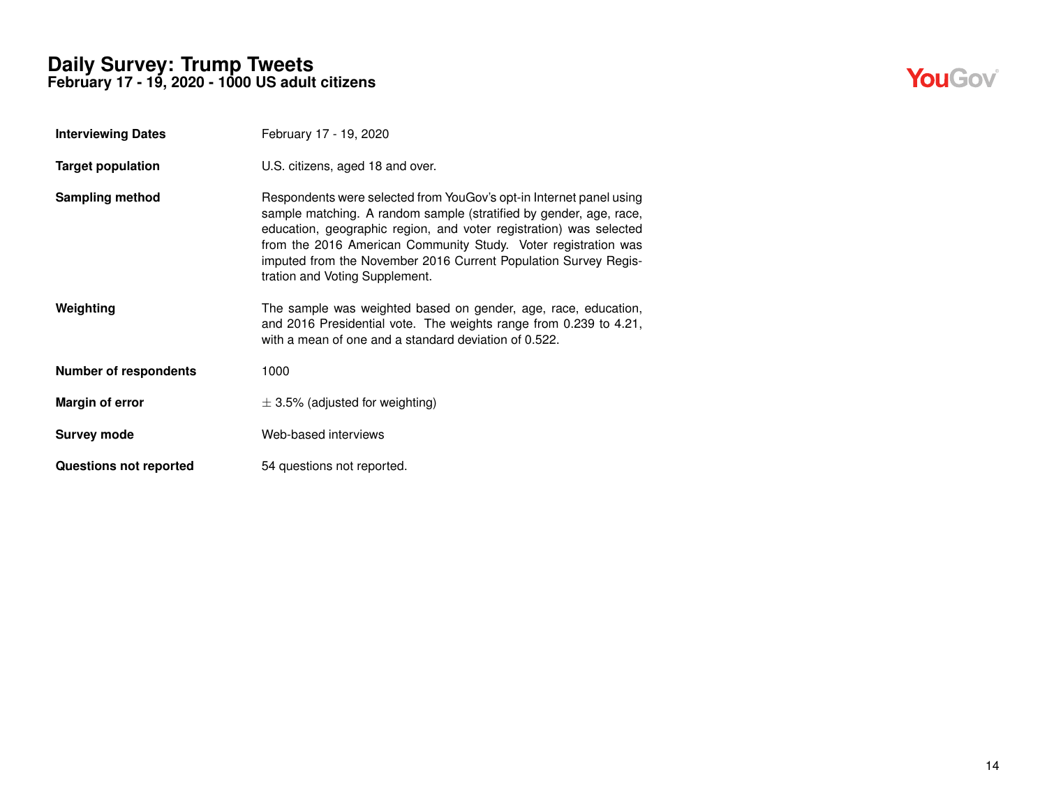# Daily Survey: Trump Tweets

**February 17 - 19, 2020 - 1000 US adult citizens**

| | |
|---|---|
| **Interviewing Dates** | February 17 - 19, 2020 |
| **Target population** | U.S. citizens, aged 18 and over. |
| **Sampling method** | Respondents were selected from YouGov's opt-in Internet panel using sample matching. A random sample (stratified by gender, age, race, education, geographic region, and voter registration) was selected from the 2016 American Community Study. Voter registration was imputed from the November 2016 Current Population Survey Registration and Voting Supplement. |
| **Weighting** | The sample was weighted based on gender, age, race, education, and 2016 Presidential vote. The weights range from 0.239 to 4.21, with a mean of one and a standard deviation of 0.522. |
| **Number of respondents** | 1000 |
| **Margin of error** | $\pm$ 3.5% (adjusted for weighting) |
| **Survey mode** | Web-based interviews |
| **Questions not reported** | 54 questions not reported. |